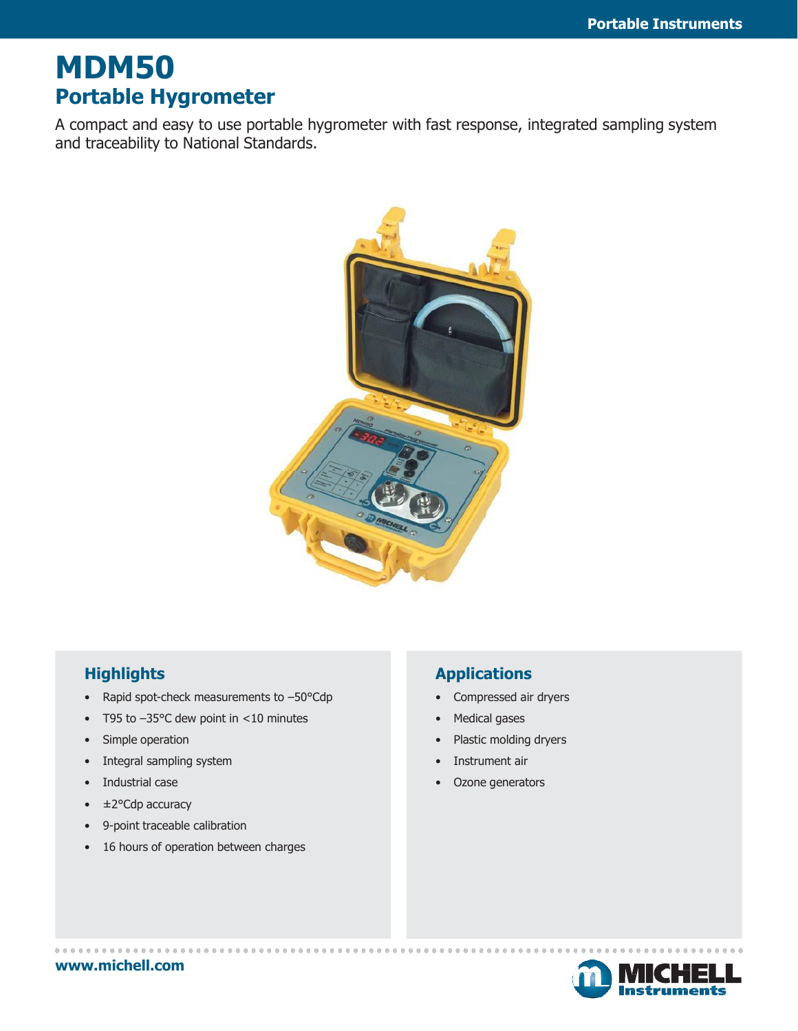# MDM50

## Portable Hygrometer

A compact and easy to use portable hygrometer with fast response, integrated sampling system and traceability to National Standards.

### Highlights

- Rapid spot-check measurements to –50°Cdp
- T95 to –35°C dew point in <10 minutes
- Simple operation
- Integral sampling system
- Industrial case
- ±2°Cdp accuracy
- 9-point traceable calibration
- 16 hours of operation between charges

### Applications

- Compressed air dryers
- Medical gases
- Plastic molding dryers
- Instrument air
- Ozone generators

www.michell.com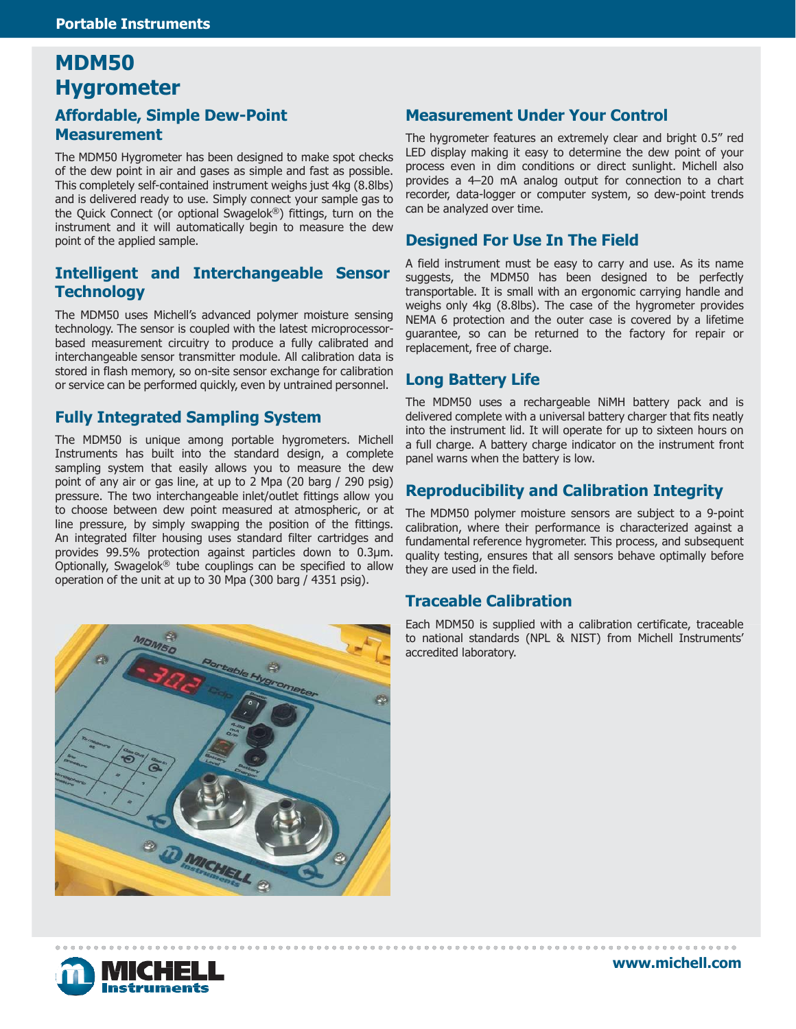# MDM50 Hygrometer

## Affordable, Simple Dew-Point Measurement

The MDM50 Hygrometer has been designed to make spot checks of the dew point in air and gases as simple and fast as possible. This completely self-contained instrument weighs just 4kg (8.8lbs) and is delivered ready to use. Simply connect your sample gas to the Quick Connect (or optional Swagelok®) fittings, turn on the instrument and it will automatically begin to measure the dew point of the applied sample.

## Intelligent and Interchangeable Sensor Technology

The MDM50 uses Michell's advanced polymer moisture sensing technology. The sensor is coupled with the latest microprocessor-based measurement circuitry to produce a fully calibrated and interchangeable sensor transmitter module. All calibration data is stored in flash memory, so on-site sensor exchange for calibration or service can be performed quickly, even by untrained personnel.

## Fully Integrated Sampling System

The MDM50 is unique among portable hygrometers. Michell Instruments has built into the standard design, a complete sampling system that easily allows you to measure the dew point of any air or gas line, at up to 2 Mpa (20 barg / 290 psig) pressure. The two interchangeable inlet/outlet fittings allow you to choose between dew point measured at atmospheric, or at line pressure, by simply swapping the position of the fittings. An integrated filter housing uses standard filter cartridges and provides 99.5% protection against particles down to 0.3µm. Optionally, Swagelok® tube couplings can be specified to allow operation of the unit at up to 30 Mpa (300 barg / 4351 psig).

## Measurement Under Your Control

The hygrometer features an extremely clear and bright 0.5" red LED display making it easy to determine the dew point of your process even in dim conditions or direct sunlight. Michell also provides a 4–20 mA analog output for connection to a chart recorder, data-logger or computer system, so dew-point trends can be analyzed over time.

## Designed For Use In The Field

A field instrument must be easy to carry and use. As its name suggests, the MDM50 has been designed to be perfectly transportable. It is small with an ergonomic carrying handle and weighs only 4kg (8.8lbs). The case of the hygrometer provides NEMA 6 protection and the outer case is covered by a lifetime guarantee, so can be returned to the factory for repair or replacement, free of charge.

## Long Battery Life

The MDM50 uses a rechargeable NiMH battery pack and is delivered complete with a universal battery charger that fits neatly into the instrument lid. It will operate for up to sixteen hours on a full charge. A battery charge indicator on the instrument front panel warns when the battery is low.

## Reproducibility and Calibration Integrity

The MDM50 polymer moisture sensors are subject to a 9-point calibration, where their performance is characterized against a fundamental reference hygrometer. This process, and subsequent quality testing, ensures that all sensors behave optimally before they are used in the field.

## Traceable Calibration

Each MDM50 is supplied with a calibration certificate, traceable to national standards (NPL & NIST) from Michell Instruments' accredited laboratory.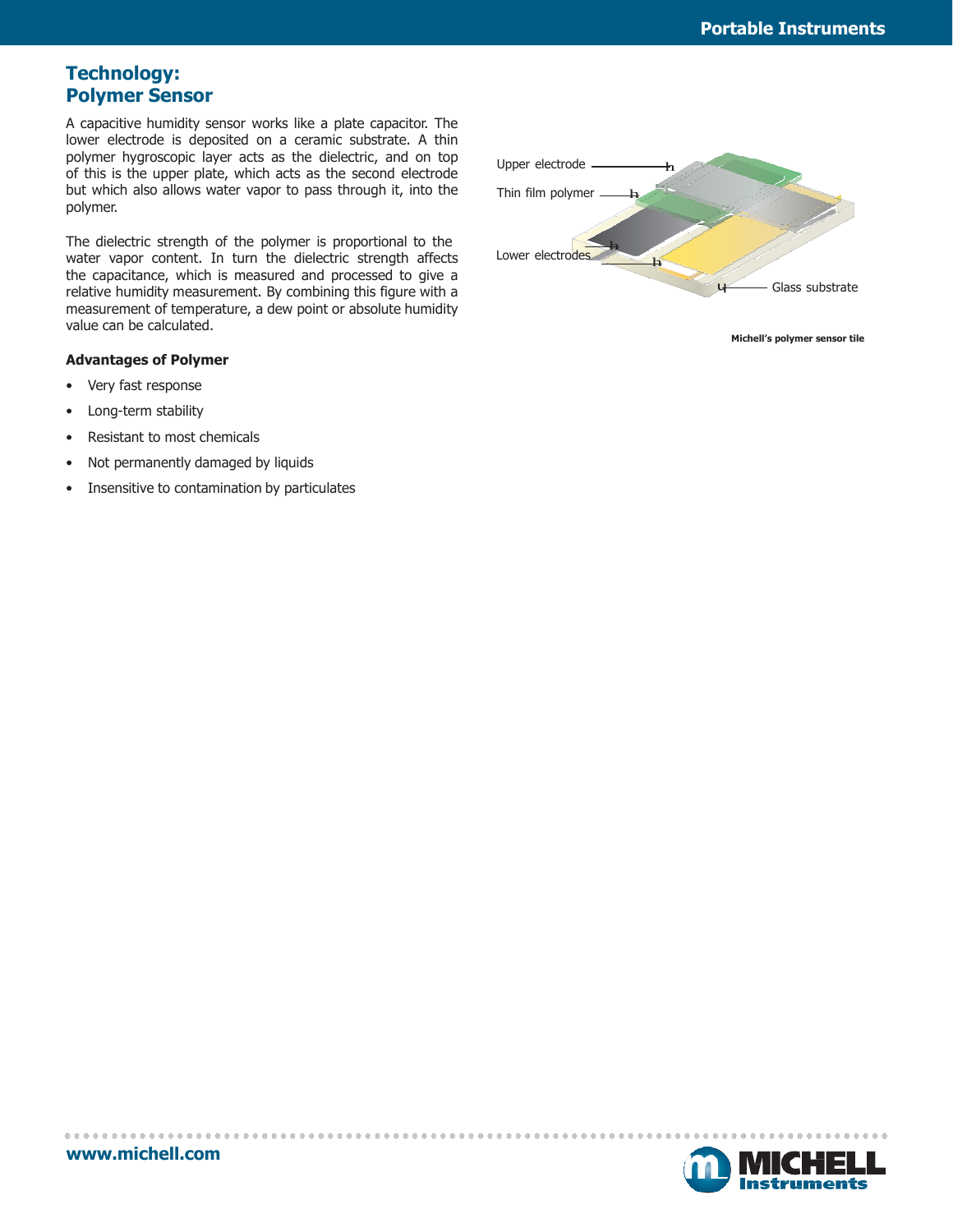# Technology: Polymer Sensor

A capacitive humidity sensor works like a plate capacitor. The lower electrode is deposited on a ceramic substrate. A thin polymer hygroscopic layer acts as the dielectric, and on top of this is the upper plate, which acts as the second electrode but which also allows water vapor to pass through it, into the polymer.

The dielectric strength of the polymer is proportional to the water vapor content. In turn the dielectric strength affects the capacitance, which is measured and processed to give a relative humidity measurement. By combining this figure with a measurement of temperature, a dew point or absolute humidity value can be calculated.

Upper electrode

Thin film polymer

Lower electrodes

Glass substrate

Michell's polymer sensor tile

### Advantages of Polymer

- Very fast response
- Long-term stability
- Resistant to most chemicals
- Not permanently damaged by liquids
- Insensitive to contamination by particulates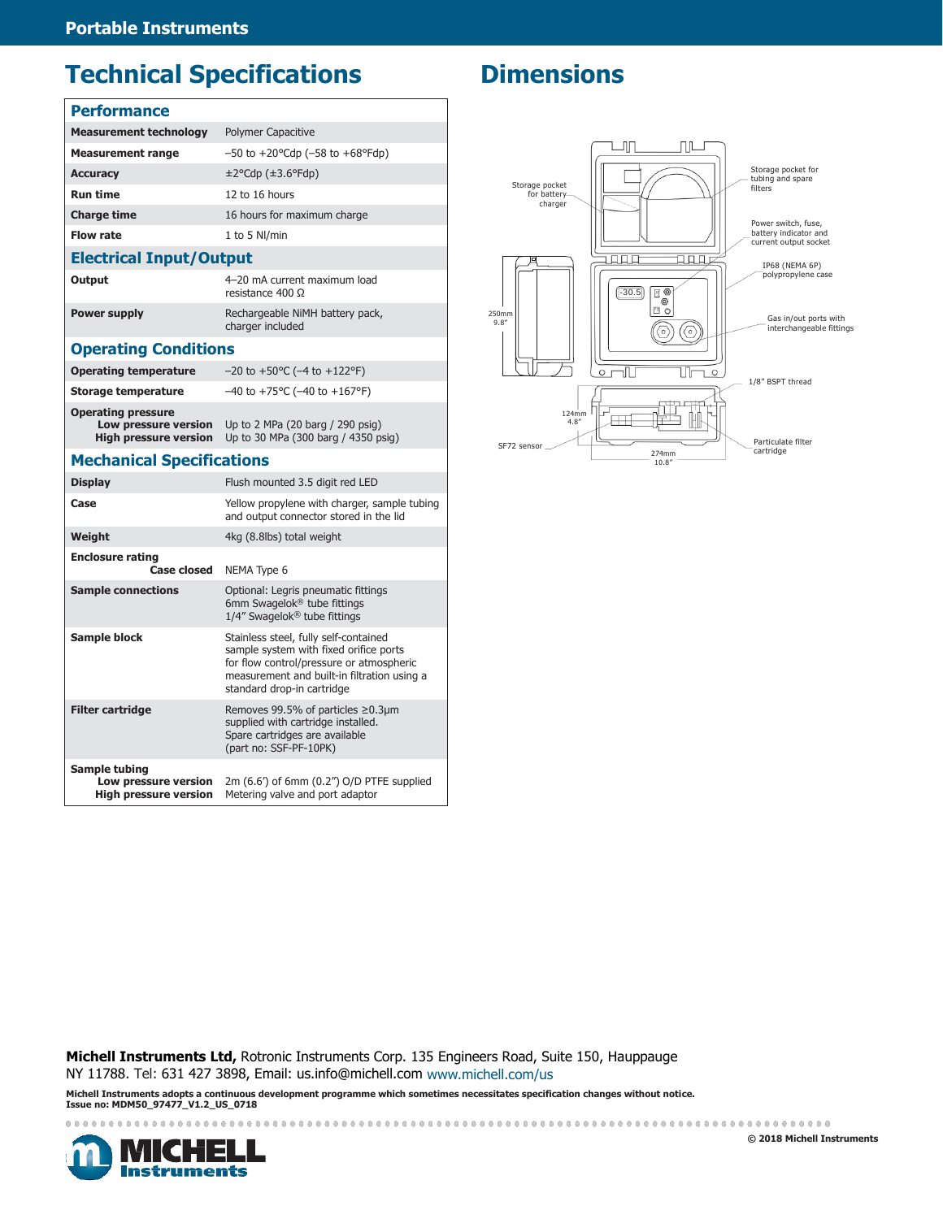## Technical Specifications

| | |
|---|---|
| **Performance** | |
| **Measurement technology** | Polymer Capacitive |
| **Measurement range** | –50 to +20°Cdp (–58 to +68°Fdp) |
| **Accuracy** | ±2°Cdp (±3.6°Fdp) |
| **Run time** | 12 to 16 hours |
| **Charge time** | 16 hours for maximum charge |
| **Flow rate** | 1 to 5 Nl/min |
| **Electrical Input/Output** | |
| **Output** | 4–20 mA current maximum load resistance 400 Ω |
| **Power supply** | Rechargeable NiMH battery pack, charger included |
| **Operating Conditions** | |
| **Operating temperature** | –20 to +50°C (–4 to +122°F) |
| **Storage temperature** | –40 to +75°C (–40 to +167°F) |
| **Operating pressure** | |
| **Low pressure version** | Up to 2 MPa (20 barg / 290 psig) |
| **High pressure version** | Up to 30 MPa (300 barg / 4350 psig) |
| **Mechanical Specifications** | |
| **Display** | Flush mounted 3.5 digit red LED |
| **Case** | Yellow propylene with charger, sample tubing and output connector stored in the lid |
| **Weight** | 4kg (8.8lbs) total weight |
| **Enclosure rating** | |
| **Case closed** | NEMA Type 6 |
| **Sample connections** | Optional: Legris pneumatic fittings 6mm Swagelok® tube fittings 1/4" Swagelok® tube fittings |
| **Sample block** | Stainless steel, fully self-contained sample system with fixed orifice ports for flow control/pressure or atmospheric measurement and built-in filtration using a standard drop-in cartridge |
| **Filter cartridge** | Removes 99.5% of particles ≥0.3µm supplied with cartridge installed. Spare cartridges are available (part no: SSF-PF-10PK) |
| **Sample tubing** | |
| **Low pressure version** | 2m (6.6') of 6mm (0.2") O/D PTFE supplied |
| **High pressure version** | Metering valve and port adaptor |

## Dimensions

Storage pocket for battery charger

Storage pocket for tubing and spare filters

Power switch, fuse, battery indicator and current output socket

IP68 (NEMA 6P) polypropylene case

Gas in/out ports with interchangeable fittings

250mm
9.8"

1/8" BSPT thread

124mm
4.8"

SF72 sensor

274mm
10.8"

Particulate filter cartridge

**Michell Instruments Ltd,** Rotronic Instruments Corp. 135 Engineers Road, Suite 150, Hauppauge NY 11788. Tel: 631 427 3898, Email: us.info@michell.com www.michell.com/us

**Michell Instruments adopts a continuous development programme which sometimes necessitates specification changes without notice.**
**Issue no: MDM50_97477_V1.2_US_0718**

**© 2018 Michell Instruments**